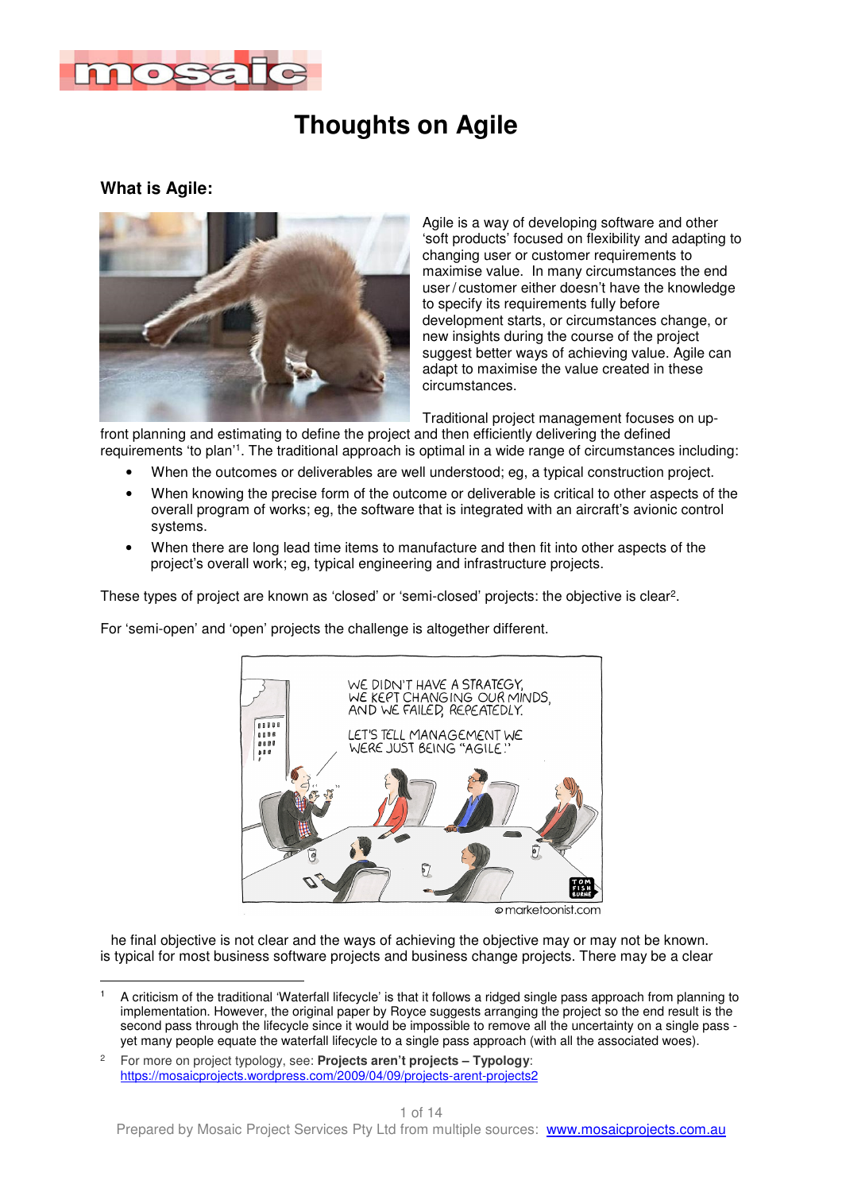# Thoughts on Agile

## What is Agile:

Agile is a way of developing software and other 'soft products' focused on flexibility and adapting to changing user or customer requirements to maximise value. In many circumstances the end user / customer either doesn't have the knowledge to specify its requirements fully before development starts, or circumstances change, or new insights during the course of the project suggest better ways of achieving value. Agile can adapt to maximise the value created in these circumstances.

Traditional project management focuses on up-front planning and estimating to define the project and then efficiently delivering the defined requirements 'to plan'[1]. The traditional approach is optimal in a wide range of circumstances including:

- When the outcomes or deliverables are well understood; eg, a typical construction project.
- When knowing the precise form of the outcome or deliverable is critical to other aspects of the overall program of works; eg, the software that is integrated with an aircraft's avionic control systems.
- When there are long lead time items to manufacture and then fit into other aspects of the project's overall work; eg, typical engineering and infrastructure projects.

These types of project are known as 'closed' or 'semi-closed' projects: the objective is clear[2].

For 'semi-open' and 'open' projects the challenge is altogether different.

he final objective is not clear and the ways of achieving the objective may or may not be known. is typical for most business software projects and business change projects. There may be a clear

---

[1] A criticism of the traditional 'Waterfall lifecycle' is that it follows a ridged single pass approach from planning to implementation. However, the original paper by Royce suggests arranging the project so the end result is the second pass through the lifecycle since it would be impossible to remove all the uncertainty on a single pass - yet many people equate the waterfall lifecycle to a single pass approach (with all the associated woes).

[2] For more on project typology, see: **Projects aren't projects – Typology**: https://mosaicprojects.wordpress.com/2009/04/09/projects-arent-projects2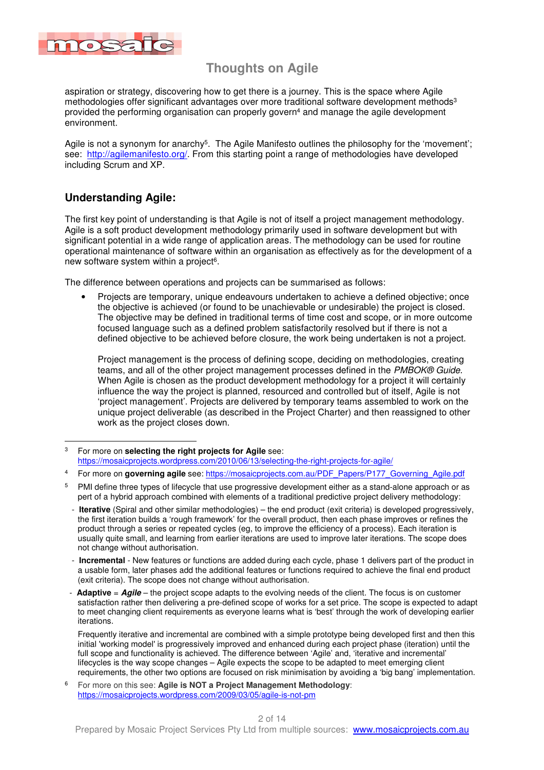aspiration or strategy, discovering how to get there is a journey. This is the space where Agile methodologies offer significant advantages over more traditional software development methods[3] provided the performing organisation can properly govern[4] and manage the agile development environment.

Agile is not a synonym for anarchy[5]. The Agile Manifesto outlines the philosophy for the 'movement'; see: http://agilemanifesto.org/. From this starting point a range of methodologies have developed including Scrum and XP.

## Understanding Agile:

The first key point of understanding is that Agile is not of itself a project management methodology. Agile is a soft product development methodology primarily used in software development but with significant potential in a wide range of application areas. The methodology can be used for routine operational maintenance of software within an organisation as effectively as for the development of a new software system within a project[6].

The difference between operations and projects can be summarised as follows:

- Projects are temporary, unique endeavours undertaken to achieve a defined objective; once the objective is achieved (or found to be unachievable or undesirable) the project is closed. The objective may be defined in traditional terms of time cost and scope, or in more outcome focused language such as a defined problem satisfactorily resolved but if there is not a defined objective to be achieved before closure, the work being undertaken is not a project.

  Project management is the process of defining scope, deciding on methodologies, creating teams, and all of the other project management processes defined in the *PMBOK® Guide*. When Agile is chosen as the product development methodology for a project it will certainly influence the way the project is planned, resourced and controlled but of itself, Agile is not 'project management'. Projects are delivered by temporary teams assembled to work on the unique project deliverable (as described in the Project Charter) and then reassigned to other work as the project closes down.

---

[3] For more on **selecting the right projects for Agile** see: https://mosaicprojects.wordpress.com/2010/06/13/selecting-the-right-projects-for-agile/

[4] For more on **governing agile** see: https://mosaicprojects.com.au/PDF_Papers/P177_Governing_Agile.pdf

[5] PMI define three types of lifecycle that use progressive development either as a stand-alone approach or as part of a hybrid approach combined with elements of a traditional predictive project delivery methodology:

- **Iterative** (Spiral and other similar methodologies) – the end product (exit criteria) is developed progressively, the first iteration builds a 'rough framework' for the overall product, then each phase improves or refines the product through a series or repeated cycles (eg, to improve the efficiency of a process). Each iteration is usually quite small, and learning from earlier iterations are used to improve later iterations. The scope does not change without authorisation.
- **Incremental** - New features or functions are added during each cycle, phase 1 delivers part of the product in a usable form, later phases add the additional features or functions required to achieve the final end product (exit criteria). The scope does not change without authorisation.
- **Adaptive** = ***Agile*** – the project scope adapts to the evolving needs of the client. The focus is on customer satisfaction rather then delivering a pre-defined scope of works for a set price. The scope is expected to adapt to meet changing client requirements as everyone learns what is 'best' through the work of developing earlier iterations.

Frequently iterative and incremental are combined with a simple prototype being developed first and then this initial 'working model' is progressively improved and enhanced during each project phase (iteration) until the full scope and functionality is achieved. The difference between 'Agile' and, 'iterative and incremental' lifecycles is the way scope changes – Agile expects the scope to be adapted to meet emerging client requirements, the other two options are focused on risk minimisation by avoiding a 'big bang' implementation.

[6] For more on this see: **Agile is NOT a Project Management Methodology**: https://mosaicprojects.wordpress.com/2009/03/05/agile-is-not-pm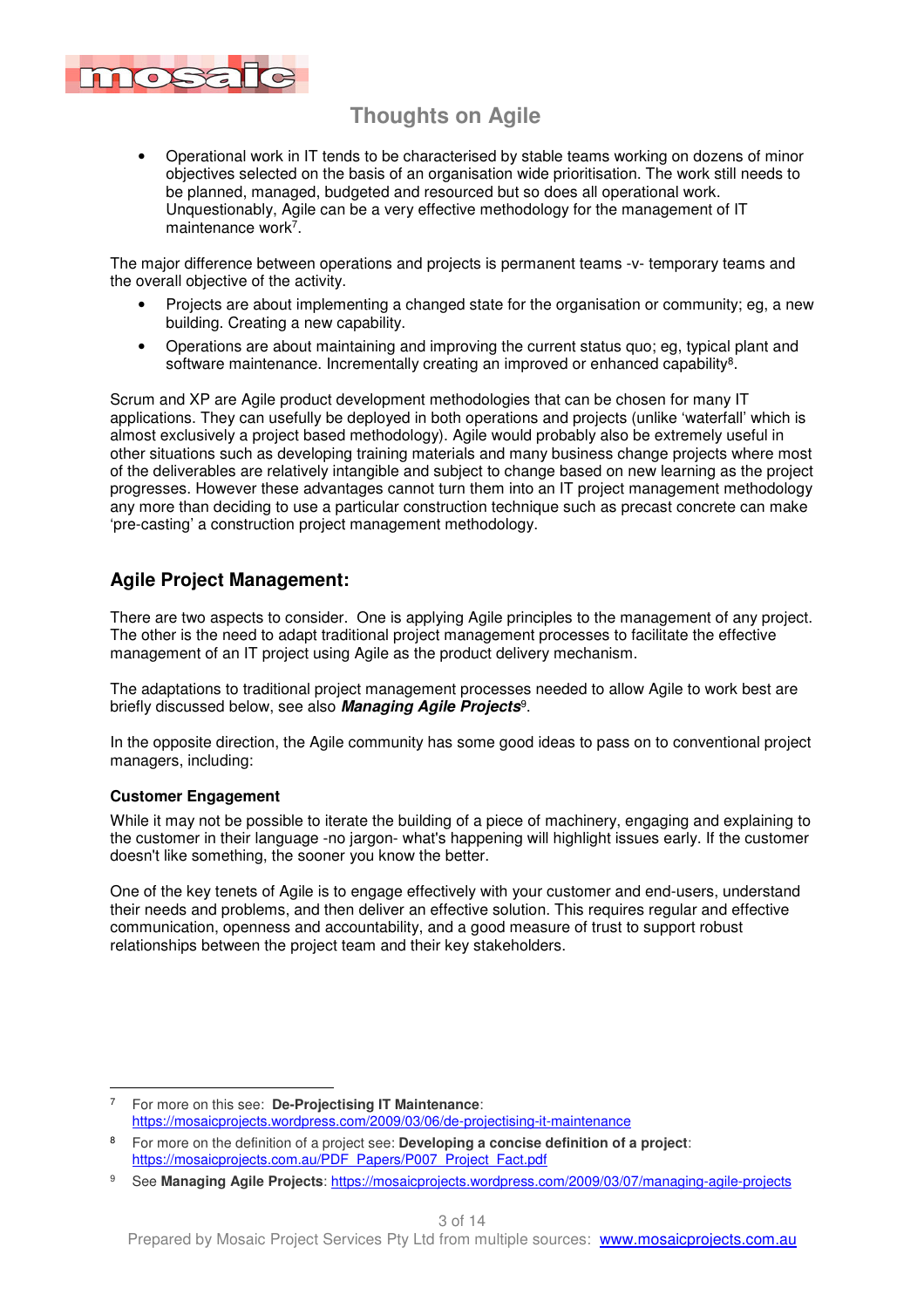- Operational work in IT tends to be characterised by stable teams working on dozens of minor objectives selected on the basis of an organisation wide prioritisation. The work still needs to be planned, managed, budgeted and resourced but so does all operational work. Unquestionably, Agile can be a very effective methodology for the management of IT maintenance work[7].

The major difference between operations and projects is permanent teams -v- temporary teams and the overall objective of the activity.

- Projects are about implementing a changed state for the organisation or community; eg, a new building. Creating a new capability.
- Operations are about maintaining and improving the current status quo; eg, typical plant and software maintenance. Incrementally creating an improved or enhanced capability[8].

Scrum and XP are Agile product development methodologies that can be chosen for many IT applications. They can usefully be deployed in both operations and projects (unlike 'waterfall' which is almost exclusively a project based methodology). Agile would probably also be extremely useful in other situations such as developing training materials and many business change projects where most of the deliverables are relatively intangible and subject to change based on new learning as the project progresses. However these advantages cannot turn them into an IT project management methodology any more than deciding to use a particular construction technique such as precast concrete can make 'pre-casting' a construction project management methodology.

## Agile Project Management:

There are two aspects to consider. One is applying Agile principles to the management of any project. The other is the need to adapt traditional project management processes to facilitate the effective management of an IT project using Agile as the product delivery mechanism.

The adaptations to traditional project management processes needed to allow Agile to work best are briefly discussed below, see also ***Managing Agile Projects***[9].

In the opposite direction, the Agile community has some good ideas to pass on to conventional project managers, including:

### Customer Engagement

While it may not be possible to iterate the building of a piece of machinery, engaging and explaining to the customer in their language -no jargon- what's happening will highlight issues early. If the customer doesn't like something, the sooner you know the better.

One of the key tenets of Agile is to engage effectively with your customer and end-users, understand their needs and problems, and then deliver an effective solution. This requires regular and effective communication, openness and accountability, and a good measure of trust to support robust relationships between the project team and their key stakeholders.

---

[7] For more on this see: **De-Projectising IT Maintenance**: https://mosaicprojects.wordpress.com/2009/03/06/de-projectising-it-maintenance

[8] For more on the definition of a project see: **Developing a concise definition of a project**: https://mosaicprojects.com.au/PDF_Papers/P007_Project_Fact.pdf

[9] See **Managing Agile Projects**: https://mosaicprojects.wordpress.com/2009/03/07/managing-agile-projects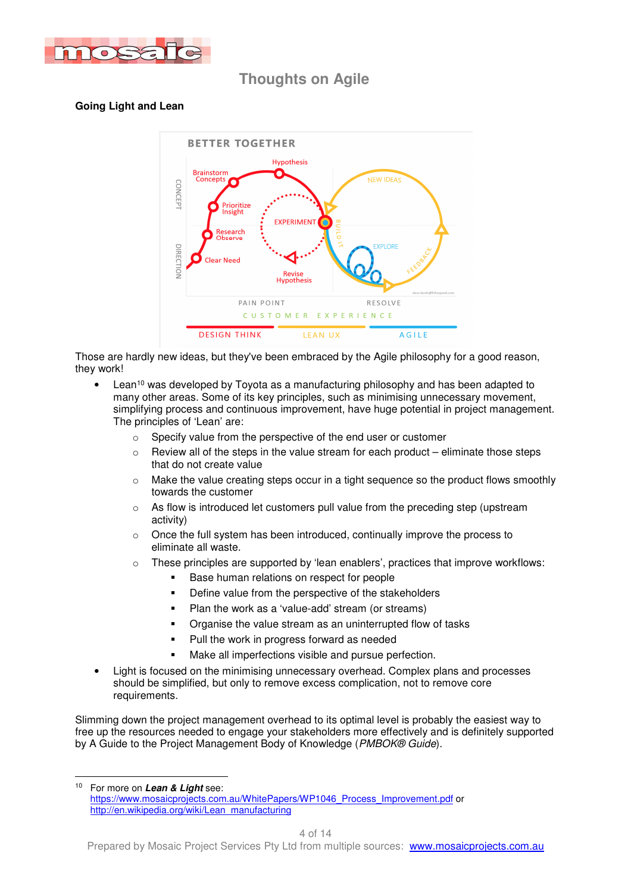# Thoughts on Agile

**Going Light and Lean**

Those are hardly new ideas, but they've been embraced by the Agile philosophy for a good reason, they work!

- Lean[10] was developed by Toyota as a manufacturing philosophy and has been adapted to many other areas. Some of its key principles, such as minimising unnecessary movement, simplifying process and continuous improvement, have huge potential in project management. The principles of 'Lean' are:
  - Specify value from the perspective of the end user or customer
  - Review all of the steps in the value stream for each product – eliminate those steps that do not create value
  - Make the value creating steps occur in a tight sequence so the product flows smoothly towards the customer
  - As flow is introduced let customers pull value from the preceding step (upstream activity)
  - Once the full system has been introduced, continually improve the process to eliminate all waste.
  - These principles are supported by 'lean enablers', practices that improve workflows:
    - Base human relations on respect for people
    - Define value from the perspective of the stakeholders
    - Plan the work as a 'value-add' stream (or streams)
    - Organise the value stream as an uninterrupted flow of tasks
    - Pull the work in progress forward as needed
    - Make all imperfections visible and pursue perfection.
- Light is focused on the minimising unnecessary overhead. Complex plans and processes should be simplified, but only to remove excess complication, not to remove core requirements.

Slimming down the project management overhead to its optimal level is probably the easiest way to free up the resources needed to engage your stakeholders more effectively and is definitely supported by A Guide to the Project Management Body of Knowledge (*PMBOK® Guide*).

---

[10] For more on ***Lean & Light*** see:
https://www.mosaicprojects.com.au/WhitePapers/WP1046_Process_Improvement.pdf or
http://en.wikipedia.org/wiki/Lean_manufacturing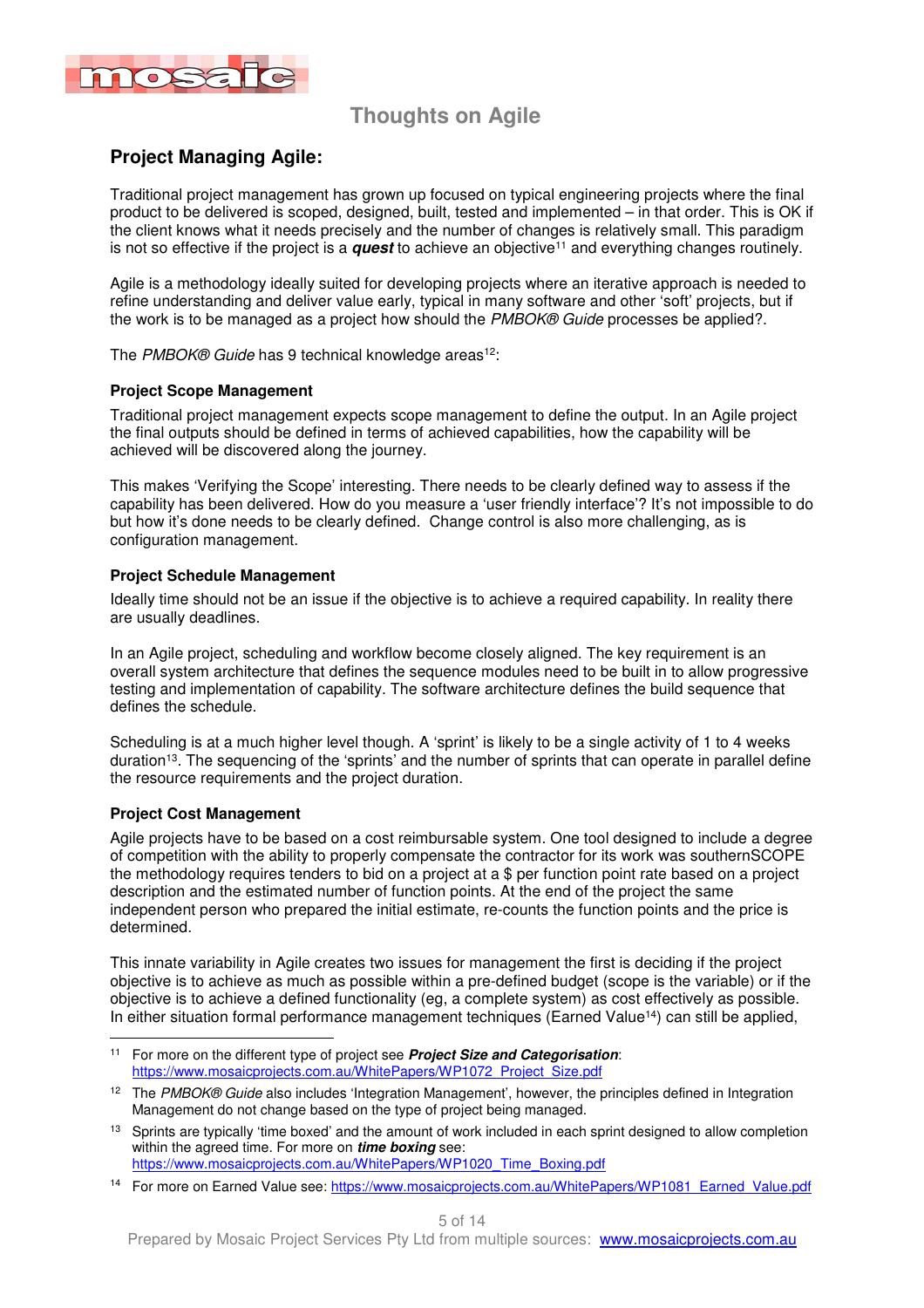## Project Managing Agile:

Traditional project management has grown up focused on typical engineering projects where the final product to be delivered is scoped, designed, built, tested and implemented – in that order. This is OK if the client knows what it needs precisely and the number of changes is relatively small. This paradigm is not so effective if the project is a ***quest*** to achieve an objective[11] and everything changes routinely.

Agile is a methodology ideally suited for developing projects where an iterative approach is needed to refine understanding and deliver value early, typical in many software and other 'soft' projects, but if the work is to be managed as a project how should the *PMBOK® Guide* processes be applied?.

The *PMBOK® Guide* has 9 technical knowledge areas[12]:

### Project Scope Management

Traditional project management expects scope management to define the output. In an Agile project the final outputs should be defined in terms of achieved capabilities, how the capability will be achieved will be discovered along the journey.

This makes 'Verifying the Scope' interesting. There needs to be clearly defined way to assess if the capability has been delivered. How do you measure a 'user friendly interface'? It's not impossible to do but how it's done needs to be clearly defined. Change control is also more challenging, as is configuration management.

### Project Schedule Management

Ideally time should not be an issue if the objective is to achieve a required capability. In reality there are usually deadlines.

In an Agile project, scheduling and workflow become closely aligned. The key requirement is an overall system architecture that defines the sequence modules need to be built in to allow progressive testing and implementation of capability. The software architecture defines the build sequence that defines the schedule.

Scheduling is at a much higher level though. A 'sprint' is likely to be a single activity of 1 to 4 weeks duration[13]. The sequencing of the 'sprints' and the number of sprints that can operate in parallel define the resource requirements and the project duration.

### Project Cost Management

Agile projects have to be based on a cost reimbursable system. One tool designed to include a degree of competition with the ability to properly compensate the contractor for its work was southernSCOPE the methodology requires tenders to bid on a project at a $ per function point rate based on a project description and the estimated number of function points. At the end of the project the same independent person who prepared the initial estimate, re-counts the function points and the price is determined.

This innate variability in Agile creates two issues for management the first is deciding if the project objective is to achieve as much as possible within a pre-defined budget (scope is the variable) or if the objective is to achieve a defined functionality (eg, a complete system) as cost effectively as possible. In either situation formal performance management techniques (Earned Value[14]) can still be applied,

---

[11] For more on the different type of project see ***Project Size and Categorisation***: https://www.mosaicprojects.com.au/WhitePapers/WP1072_Project_Size.pdf

[12] The *PMBOK® Guide* also includes 'Integration Management', however, the principles defined in Integration Management do not change based on the type of project being managed.

[13] Sprints are typically 'time boxed' and the amount of work included in each sprint designed to allow completion within the agreed time. For more on ***time boxing*** see: https://www.mosaicprojects.com.au/WhitePapers/WP1020_Time_Boxing.pdf

[14] For more on Earned Value see: https://www.mosaicprojects.com.au/WhitePapers/WP1081_Earned_Value.pdf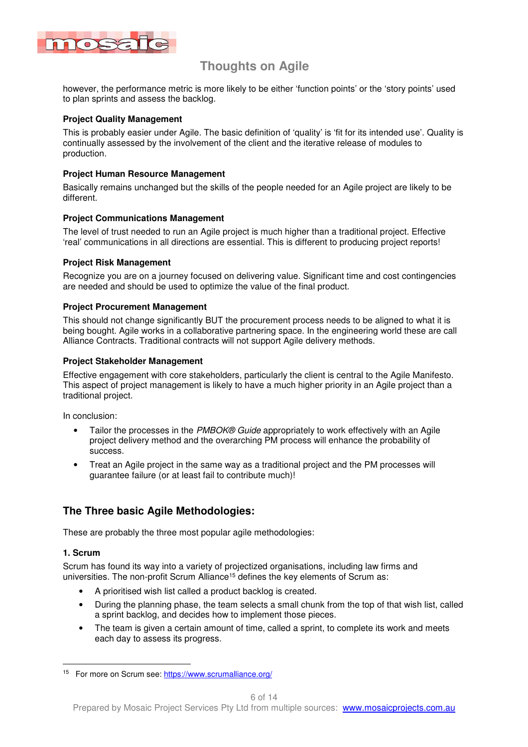however, the performance metric is more likely to be either 'function points' or the 'story points' used to plan sprints and assess the backlog.

**Project Quality Management**

This is probably easier under Agile. The basic definition of 'quality' is 'fit for its intended use'. Quality is continually assessed by the involvement of the client and the iterative release of modules to production.

**Project Human Resource Management**

Basically remains unchanged but the skills of the people needed for an Agile project are likely to be different.

**Project Communications Management**

The level of trust needed to run an Agile project is much higher than a traditional project. Effective 'real' communications in all directions are essential. This is different to producing project reports!

**Project Risk Management**

Recognize you are on a journey focused on delivering value. Significant time and cost contingencies are needed and should be used to optimize the value of the final product.

**Project Procurement Management**

This should not change significantly BUT the procurement process needs to be aligned to what it is being bought. Agile works in a collaborative partnering space. In the engineering world these are call Alliance Contracts. Traditional contracts will not support Agile delivery methods.

**Project Stakeholder Management**

Effective engagement with core stakeholders, particularly the client is central to the Agile Manifesto. This aspect of project management is likely to have a much higher priority in an Agile project than a traditional project.

In conclusion:

- Tailor the processes in the *PMBOK® Guide* appropriately to work effectively with an Agile project delivery method and the overarching PM process will enhance the probability of success.
- Treat an Agile project in the same way as a traditional project and the PM processes will guarantee failure (or at least fail to contribute much)!

## The Three basic Agile Methodologies:

These are probably the three most popular agile methodologies:

**1. Scrum**

Scrum has found its way into a variety of projectized organisations, including law firms and universities. The non-profit Scrum Alliance[15] defines the key elements of Scrum as:

- A prioritised wish list called a product backlog is created.
- During the planning phase, the team selects a small chunk from the top of that wish list, called a sprint backlog, and decides how to implement those pieces.
- The team is given a certain amount of time, called a sprint, to complete its work and meets each day to assess its progress.

[15] For more on Scrum see: https://www.scrumalliance.org/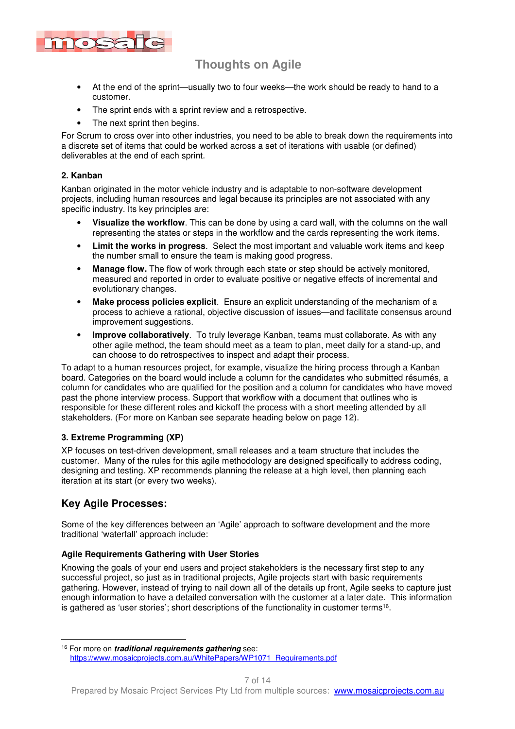- At the end of the sprint—usually two to four weeks—the work should be ready to hand to a customer.
- The sprint ends with a sprint review and a retrospective.
- The next sprint then begins.

For Scrum to cross over into other industries, you need to be able to break down the requirements into a discrete set of items that could be worked across a set of iterations with usable (or defined) deliverables at the end of each sprint.

**2. Kanban**

Kanban originated in the motor vehicle industry and is adaptable to non-software development projects, including human resources and legal because its principles are not associated with any specific industry. Its key principles are:

- **Visualize the workflow**. This can be done by using a card wall, with the columns on the wall representing the states or steps in the workflow and the cards representing the work items.
- **Limit the works in progress**. Select the most important and valuable work items and keep the number small to ensure the team is making good progress.
- **Manage flow.** The flow of work through each state or step should be actively monitored, measured and reported in order to evaluate positive or negative effects of incremental and evolutionary changes.
- **Make process policies explicit**. Ensure an explicit understanding of the mechanism of a process to achieve a rational, objective discussion of issues—and facilitate consensus around improvement suggestions.
- **Improve collaboratively**. To truly leverage Kanban, teams must collaborate. As with any other agile method, the team should meet as a team to plan, meet daily for a stand-up, and can choose to do retrospectives to inspect and adapt their process.

To adapt to a human resources project, for example, visualize the hiring process through a Kanban board. Categories on the board would include a column for the candidates who submitted résumés, a column for candidates who are qualified for the position and a column for candidates who have moved past the phone interview process. Support that workflow with a document that outlines who is responsible for these different roles and kickoff the process with a short meeting attended by all stakeholders. (For more on Kanban see separate heading below on page 12).

**3. Extreme Programming (XP)**

XP focuses on test-driven development, small releases and a team structure that includes the customer. Many of the rules for this agile methodology are designed specifically to address coding, designing and testing. XP recommends planning the release at a high level, then planning each iteration at its start (or every two weeks).

## Key Agile Processes:

Some of the key differences between an 'Agile' approach to software development and the more traditional 'waterfall' approach include:

### Agile Requirements Gathering with User Stories

Knowing the goals of your end users and project stakeholders is the necessary first step to any successful project, so just as in traditional projects, Agile projects start with basic requirements gathering. However, instead of trying to nail down all of the details up front, Agile seeks to capture just enough information to have a detailed conversation with the customer at a later date. This information is gathered as 'user stories'; short descriptions of the functionality in customer terms[16].

---

[16] For more on ***traditional requirements gathering*** see: https://www.mosaicprojects.com.au/WhitePapers/WP1071_Requirements.pdf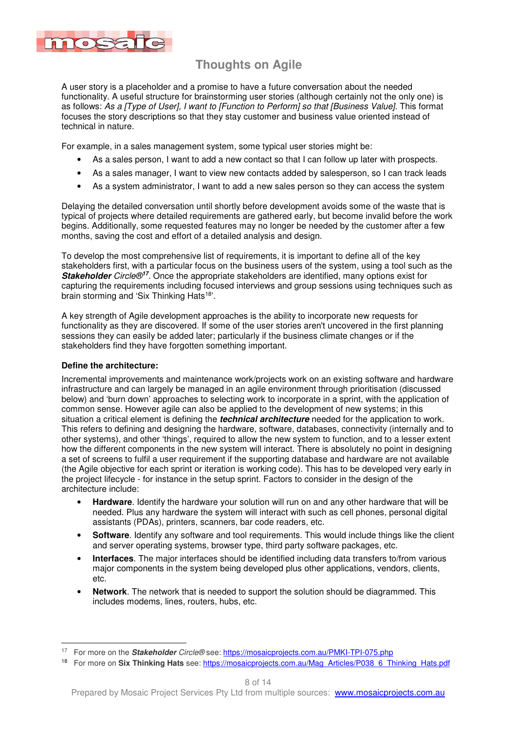A user story is a placeholder and a promise to have a future conversation about the needed functionality. A useful structure for brainstorming user stories (although certainly not the only one) is as follows: *As a [Type of User], I want to [Function to Perform] so that [Business Value].* This format focuses the story descriptions so that they stay customer and business value oriented instead of technical in nature.

For example, in a sales management system, some typical user stories might be:

- As a sales person, I want to add a new contact so that I can follow up later with prospects.
- As a sales manager, I want to view new contacts added by salesperson, so I can track leads
- As a system administrator, I want to add a new sales person so they can access the system

Delaying the detailed conversation until shortly before development avoids some of the waste that is typical of projects where detailed requirements are gathered early, but become invalid before the work begins. Additionally, some requested features may no longer be needed by the customer after a few months, saving the cost and effort of a detailed analysis and design.

To develop the most comprehensive list of requirements, it is important to define all of the key stakeholders first, with a particular focus on the business users of the system, using a tool such as the ***Stakeholder*** *Circle®*[17]. Once the appropriate stakeholders are identified, many options exist for capturing the requirements including focused interviews and group sessions using techniques such as brain storming and 'Six Thinking Hats[18]'.

A key strength of Agile development approaches is the ability to incorporate new requests for functionality as they are discovered. If some of the user stories aren't uncovered in the first planning sessions they can easily be added later; particularly if the business climate changes or if the stakeholders find they have forgotten something important.

**Define the architecture:**

Incremental improvements and maintenance work/projects work on an existing software and hardware infrastructure and can largely be managed in an agile environment through prioritisation (discussed below) and 'burn down' approaches to selecting work to incorporate in a sprint, with the application of common sense. However agile can also be applied to the development of new systems; in this situation a critical element is defining the ***technical architecture*** needed for the application to work. This refers to defining and designing the hardware, software, databases, connectivity (internally and to other systems), and other 'things', required to allow the new system to function, and to a lesser extent how the different components in the new system will interact. There is absolutely no point in designing a set of screens to fulfil a user requirement if the supporting database and hardware are not available (the Agile objective for each sprint or iteration is working code). This has to be developed very early in the project lifecycle - for instance in the setup sprint. Factors to consider in the design of the architecture include:

- **Hardware**. Identify the hardware your solution will run on and any other hardware that will be needed. Plus any hardware the system will interact with such as cell phones, personal digital assistants (PDAs), printers, scanners, bar code readers, etc.
- **Software**. Identify any software and tool requirements. This would include things like the client and server operating systems, browser type, third party software packages, etc.
- **Interfaces**. The major interfaces should be identified including data transfers to/from various major components in the system being developed plus other applications, vendors, clients, etc.
- **Network**. The network that is needed to support the solution should be diagrammed. This includes modems, lines, routers, hubs, etc.

---

[17] For more on the ***Stakeholder*** *Circle®* see: https://mosaicprojects.com.au/PMKI-TPI-075.php

[18] For more on **Six Thinking Hats** see: https://mosaicprojects.com.au/Mag_Articles/P038_6_Thinking_Hats.pdf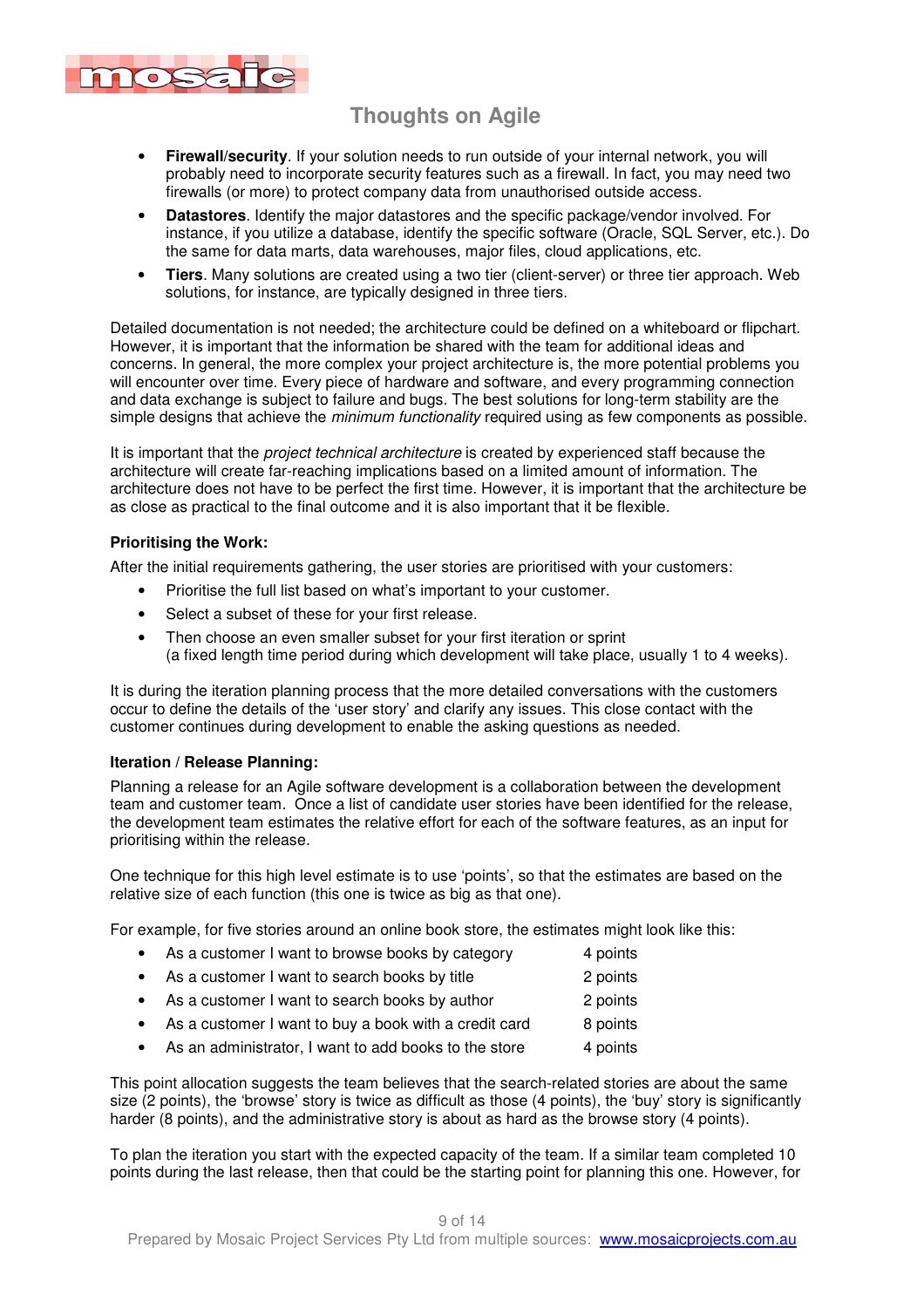- **Firewall/security**. If your solution needs to run outside of your internal network, you will probably need to incorporate security features such as a firewall. In fact, you may need two firewalls (or more) to protect company data from unauthorised outside access.
- **Datastores**. Identify the major datastores and the specific package/vendor involved. For instance, if you utilize a database, identify the specific software (Oracle, SQL Server, etc.). Do the same for data marts, data warehouses, major files, cloud applications, etc.
- **Tiers**. Many solutions are created using a two tier (client-server) or three tier approach. Web solutions, for instance, are typically designed in three tiers.

Detailed documentation is not needed; the architecture could be defined on a whiteboard or flipchart. However, it is important that the information be shared with the team for additional ideas and concerns. In general, the more complex your project architecture is, the more potential problems you will encounter over time. Every piece of hardware and software, and every programming connection and data exchange is subject to failure and bugs. The best solutions for long-term stability are the simple designs that achieve the *minimum functionality* required using as few components as possible.

It is important that the *project technical architecture* is created by experienced staff because the architecture will create far-reaching implications based on a limited amount of information. The architecture does not have to be perfect the first time. However, it is important that the architecture be as close as practical to the final outcome and it is also important that it be flexible.

**Prioritising the Work:**

After the initial requirements gathering, the user stories are prioritised with your customers:

- Prioritise the full list based on what's important to your customer.
- Select a subset of these for your first release.
- Then choose an even smaller subset for your first iteration or sprint  
  (a fixed length time period during which development will take place, usually 1 to 4 weeks).

It is during the iteration planning process that the more detailed conversations with the customers occur to define the details of the 'user story' and clarify any issues. This close contact with the customer continues during development to enable the asking questions as needed.

**Iteration / Release Planning:**

Planning a release for an Agile software development is a collaboration between the development team and customer team. Once a list of candidate user stories have been identified for the release, the development team estimates the relative effort for each of the software features, as an input for prioritising within the release.

One technique for this high level estimate is to use 'points', so that the estimates are based on the relative size of each function (this one is twice as big as that one).

For example, for five stories around an online book store, the estimates might look like this:

- As a customer I want to browse books by category — 4 points
- As a customer I want to search books by title — 2 points
- As a customer I want to search books by author — 2 points
- As a customer I want to buy a book with a credit card — 8 points
- As an administrator, I want to add books to the store — 4 points

This point allocation suggests the team believes that the search-related stories are about the same size (2 points), the 'browse' story is twice as difficult as those (4 points), the 'buy' story is significantly harder (8 points), and the administrative story is about as hard as the browse story (4 points).

To plan the iteration you start with the expected capacity of the team. If a similar team completed 10 points during the last release, then that could be the starting point for planning this one. However, for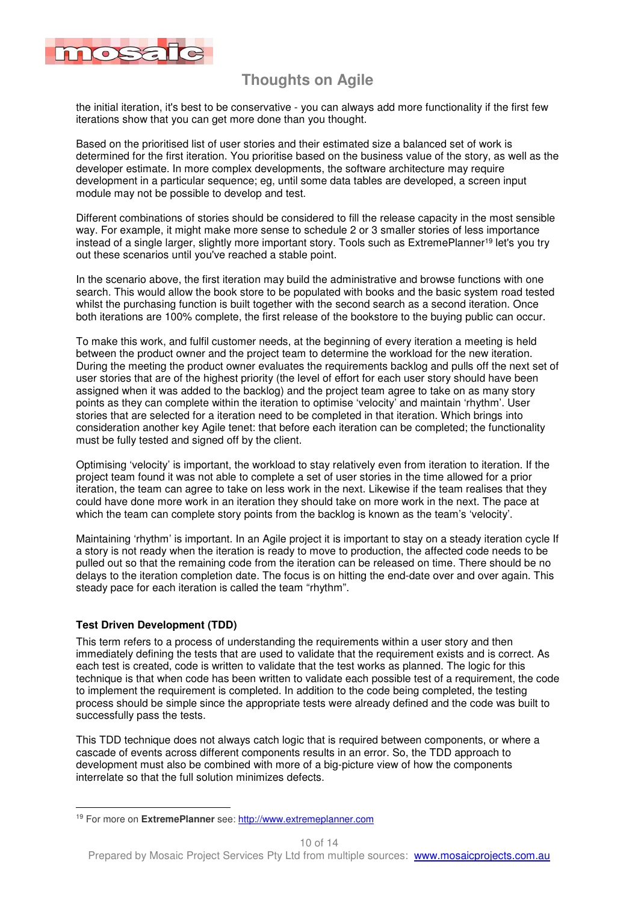the initial iteration, it's best to be conservative - you can always add more functionality if the first few iterations show that you can get more done than you thought.

Based on the prioritised list of user stories and their estimated size a balanced set of work is determined for the first iteration. You prioritise based on the business value of the story, as well as the developer estimate. In more complex developments, the software architecture may require development in a particular sequence; eg, until some data tables are developed, a screen input module may not be possible to develop and test.

Different combinations of stories should be considered to fill the release capacity in the most sensible way. For example, it might make more sense to schedule 2 or 3 smaller stories of less importance instead of a single larger, slightly more important story. Tools such as ExtremePlanner[19] let's you try out these scenarios until you've reached a stable point.

In the scenario above, the first iteration may build the administrative and browse functions with one search. This would allow the book store to be populated with books and the basic system road tested whilst the purchasing function is built together with the second search as a second iteration. Once both iterations are 100% complete, the first release of the bookstore to the buying public can occur.

To make this work, and fulfil customer needs, at the beginning of every iteration a meeting is held between the product owner and the project team to determine the workload for the new iteration. During the meeting the product owner evaluates the requirements backlog and pulls off the next set of user stories that are of the highest priority (the level of effort for each user story should have been assigned when it was added to the backlog) and the project team agree to take on as many story points as they can complete within the iteration to optimise 'velocity' and maintain 'rhythm'. User stories that are selected for a iteration need to be completed in that iteration. Which brings into consideration another key Agile tenet: that before each iteration can be completed; the functionality must be fully tested and signed off by the client.

Optimising 'velocity' is important, the workload to stay relatively even from iteration to iteration. If the project team found it was not able to complete a set of user stories in the time allowed for a prior iteration, the team can agree to take on less work in the next. Likewise if the team realises that they could have done more work in an iteration they should take on more work in the next. The pace at which the team can complete story points from the backlog is known as the team's 'velocity'.

Maintaining 'rhythm' is important. In an Agile project it is important to stay on a steady iteration cycle If a story is not ready when the iteration is ready to move to production, the affected code needs to be pulled out so that the remaining code from the iteration can be released on time. There should be no delays to the iteration completion date. The focus is on hitting the end-date over and over again. This steady pace for each iteration is called the team "rhythm".

**Test Driven Development (TDD)**

This term refers to a process of understanding the requirements within a user story and then immediately defining the tests that are used to validate that the requirement exists and is correct. As each test is created, code is written to validate that the test works as planned. The logic for this technique is that when code has been written to validate each possible test of a requirement, the code to implement the requirement is completed. In addition to the code being completed, the testing process should be simple since the appropriate tests were already defined and the code was built to successfully pass the tests.

This TDD technique does not always catch logic that is required between components, or where a cascade of events across different components results in an error. So, the TDD approach to development must also be combined with more of a big-picture view of how the components interrelate so that the full solution minimizes defects.

---

[19] For more on **ExtremePlanner** see: http://www.extremeplanner.com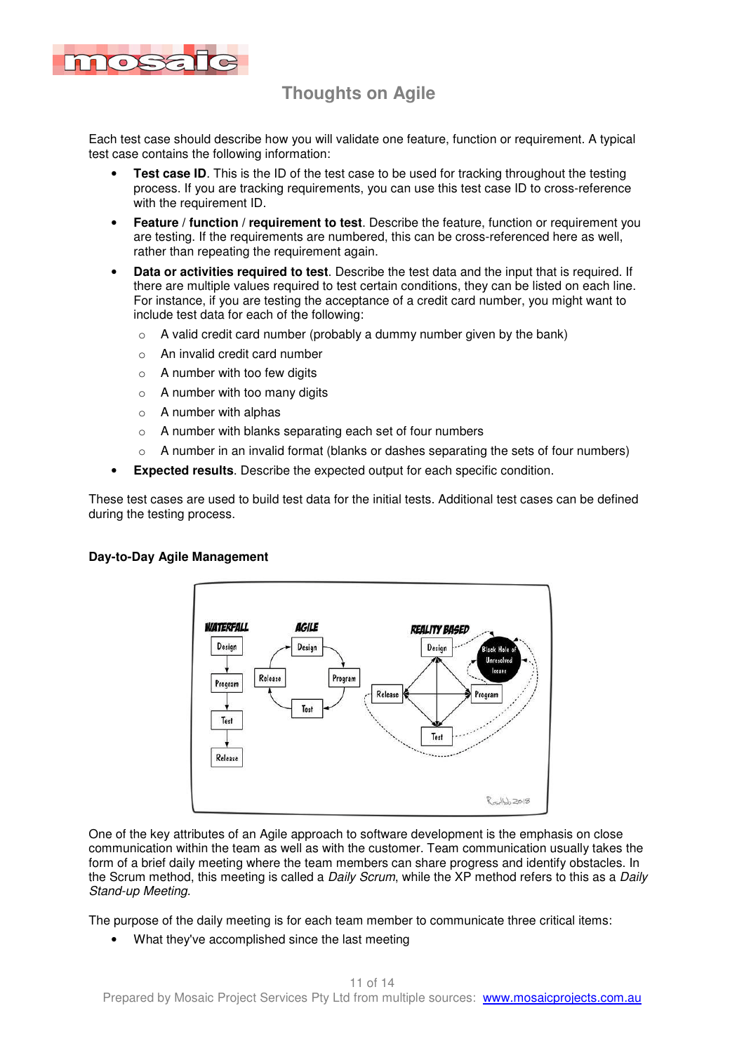Each test case should describe how you will validate one feature, function or requirement. A typical test case contains the following information:

- **Test case ID**. This is the ID of the test case to be used for tracking throughout the testing process. If you are tracking requirements, you can use this test case ID to cross-reference with the requirement ID.
- **Feature** / **function** / **requirement to test**. Describe the feature, function or requirement you are testing. If the requirements are numbered, this can be cross-referenced here as well, rather than repeating the requirement again.
- **Data or activities required to test**. Describe the test data and the input that is required. If there are multiple values required to test certain conditions, they can be listed on each line. For instance, if you are testing the acceptance of a credit card number, you might want to include test data for each of the following:
  - A valid credit card number (probably a dummy number given by the bank)
  - An invalid credit card number
  - A number with too few digits
  - A number with too many digits
  - A number with alphas
  - A number with blanks separating each set of four numbers
  - A number in an invalid format (blanks or dashes separating the sets of four numbers)
- **Expected results**. Describe the expected output for each specific condition.

These test cases are used to build test data for the initial tests. Additional test cases can be defined during the testing process.

### Day-to-Day Agile Management

One of the key attributes of an Agile approach to software development is the emphasis on close communication within the team as well as with the customer. Team communication usually takes the form of a brief daily meeting where the team members can share progress and identify obstacles. In the Scrum method, this meeting is called a *Daily Scrum*, while the XP method refers to this as a *Daily Stand-up Meeting*.

The purpose of the daily meeting is for each team member to communicate three critical items:

- What they've accomplished since the last meeting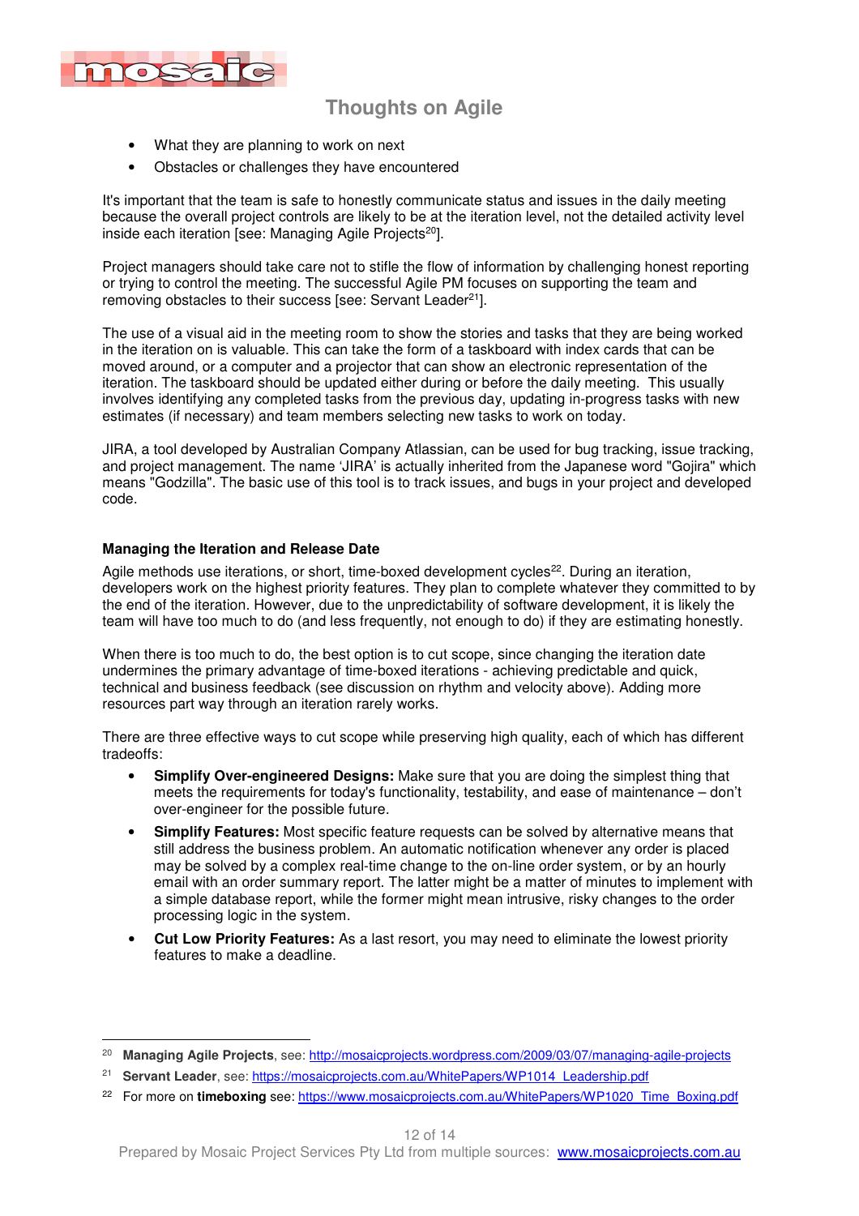- What they are planning to work on next
- Obstacles or challenges they have encountered

It's important that the team is safe to honestly communicate status and issues in the daily meeting because the overall project controls are likely to be at the iteration level, not the detailed activity level inside each iteration [see: Managing Agile Projects[20]].

Project managers should take care not to stifle the flow of information by challenging honest reporting or trying to control the meeting. The successful Agile PM focuses on supporting the team and removing obstacles to their success [see: Servant Leader[21]].

The use of a visual aid in the meeting room to show the stories and tasks that they are being worked in the iteration on is valuable. This can take the form of a taskboard with index cards that can be moved around, or a computer and a projector that can show an electronic representation of the iteration. The taskboard should be updated either during or before the daily meeting. This usually involves identifying any completed tasks from the previous day, updating in-progress tasks with new estimates (if necessary) and team members selecting new tasks to work on today.

JIRA, a tool developed by Australian Company Atlassian, can be used for bug tracking, issue tracking, and project management. The name 'JIRA' is actually inherited from the Japanese word "Gojira" which means "Godzilla". The basic use of this tool is to track issues, and bugs in your project and developed code.

#### Managing the Iteration and Release Date

Agile methods use iterations, or short, time-boxed development cycles[22]. During an iteration, developers work on the highest priority features. They plan to complete whatever they committed to by the end of the iteration. However, due to the unpredictability of software development, it is likely the team will have too much to do (and less frequently, not enough to do) if they are estimating honestly.

When there is too much to do, the best option is to cut scope, since changing the iteration date undermines the primary advantage of time-boxed iterations - achieving predictable and quick, technical and business feedback (see discussion on rhythm and velocity above). Adding more resources part way through an iteration rarely works.

There are three effective ways to cut scope while preserving high quality, each of which has different tradeoffs:

- **Simplify Over-engineered Designs:** Make sure that you are doing the simplest thing that meets the requirements for today's functionality, testability, and ease of maintenance – don't over-engineer for the possible future.
- **Simplify Features:** Most specific feature requests can be solved by alternative means that still address the business problem. An automatic notification whenever any order is placed may be solved by a complex real-time change to the on-line order system, or by an hourly email with an order summary report. The latter might be a matter of minutes to implement with a simple database report, while the former might mean intrusive, risky changes to the order processing logic in the system.
- **Cut Low Priority Features:** As a last resort, you may need to eliminate the lowest priority features to make a deadline.

---

[20] **Managing Agile Projects**, see: http://mosaicprojects.wordpress.com/2009/03/07/managing-agile-projects

[21] **Servant Leader**, see: https://mosaicprojects.com.au/WhitePapers/WP1014_Leadership.pdf

[22] For more on **timeboxing** see: https://www.mosaicprojects.com.au/WhitePapers/WP1020_Time_Boxing.pdf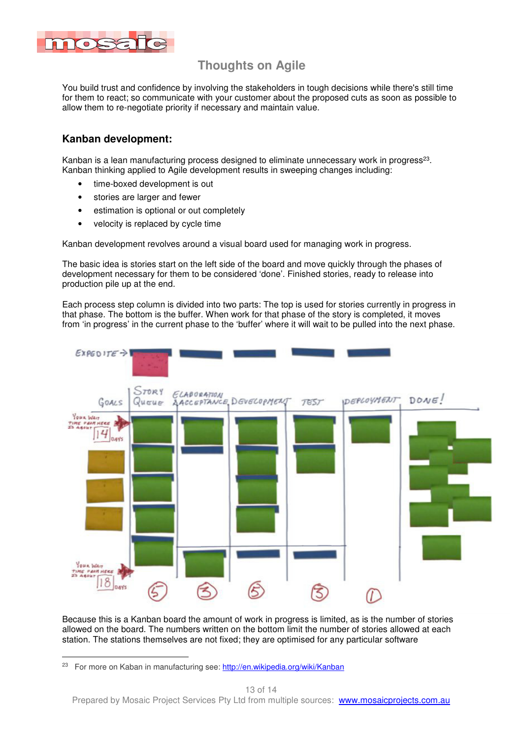You build trust and confidence by involving the stakeholders in tough decisions while there's still time for them to react; so communicate with your customer about the proposed cuts as soon as possible to allow them to re-negotiate priority if necessary and maintain value.

## Kanban development:

Kanban is a lean manufacturing process designed to eliminate unnecessary work in progress[23]. Kanban thinking applied to Agile development results in sweeping changes including:

- time-boxed development is out
- stories are larger and fewer
- estimation is optional or out completely
- velocity is replaced by cycle time

Kanban development revolves around a visual board used for managing work in progress.

The basic idea is stories start on the left side of the board and move quickly through the phases of development necessary for them to be considered 'done'. Finished stories, ready to release into production pile up at the end.

Each process step column is divided into two parts: The top is used for stories currently in progress in that phase. The bottom is the buffer. When work for that phase of the story is completed, it moves from 'in progress' in the current phase to the 'buffer' where it will wait to be pulled into the next phase.

Because this is a Kanban board the amount of work in progress is limited, as is the number of stories allowed on the board. The numbers written on the bottom limit the number of stories allowed at each station. The stations themselves are not fixed; they are optimised for any particular software

---

[23] For more on Kaban in manufacturing see: http://en.wikipedia.org/wiki/Kanban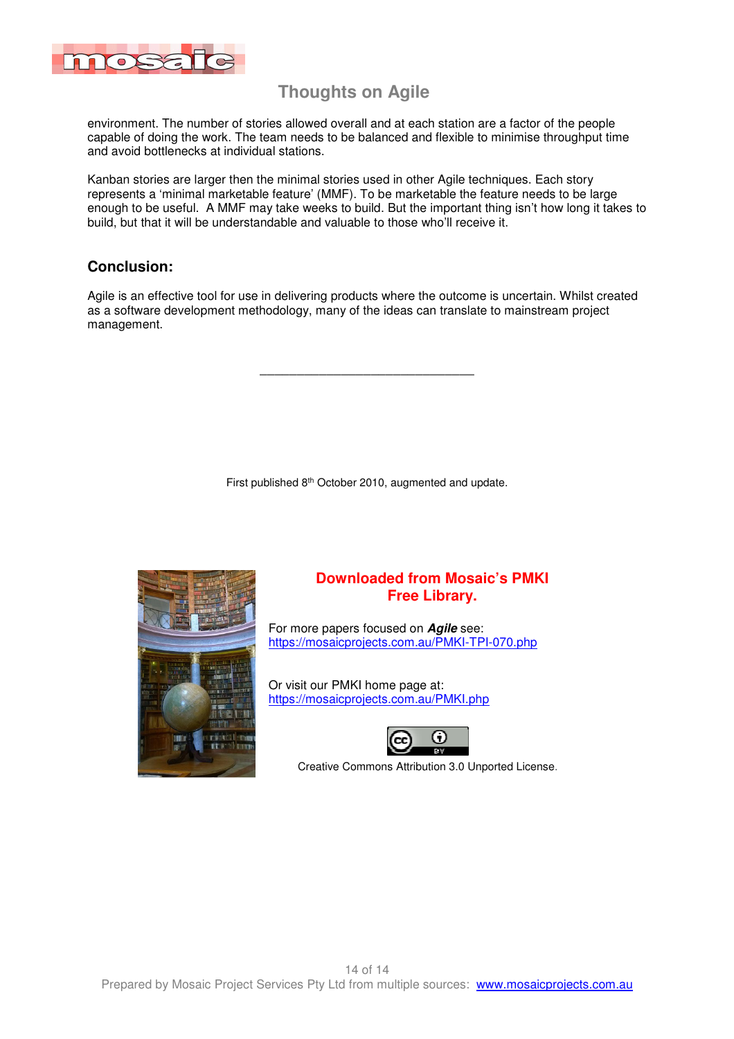environment. The number of stories allowed overall and at each station are a factor of the people capable of doing the work. The team needs to be balanced and flexible to minimise throughput time and avoid bottlenecks at individual stations.

Kanban stories are larger then the minimal stories used in other Agile techniques. Each story represents a 'minimal marketable feature' (MMF). To be marketable the feature needs to be large enough to be useful. A MMF may take weeks to build. But the important thing isn't how long it takes to build, but that it will be understandable and valuable to those who'll receive it.

## Conclusion:

Agile is an effective tool for use in delivering products where the outcome is uncertain. Whilst created as a software development methodology, many of the ideas can translate to mainstream project management.

\_\_\_\_\_\_\_\_\_\_\_\_\_\_\_\_\_\_\_\_\_\_\_\_\_\_\_\_\_\_\_\_

First published 8th October 2010, augmented and update.

**Downloaded from Mosaic's PMKI Free Library.**

For more papers focused on ***Agile*** see:
https://mosaicprojects.com.au/PMKI-TPI-070.php

Or visit our PMKI home page at:
https://mosaicprojects.com.au/PMKI.php

Creative Commons Attribution 3.0 Unported License.

Prepared by Mosaic Project Services Pty Ltd from multiple sources: www.mosaicprojects.com.au